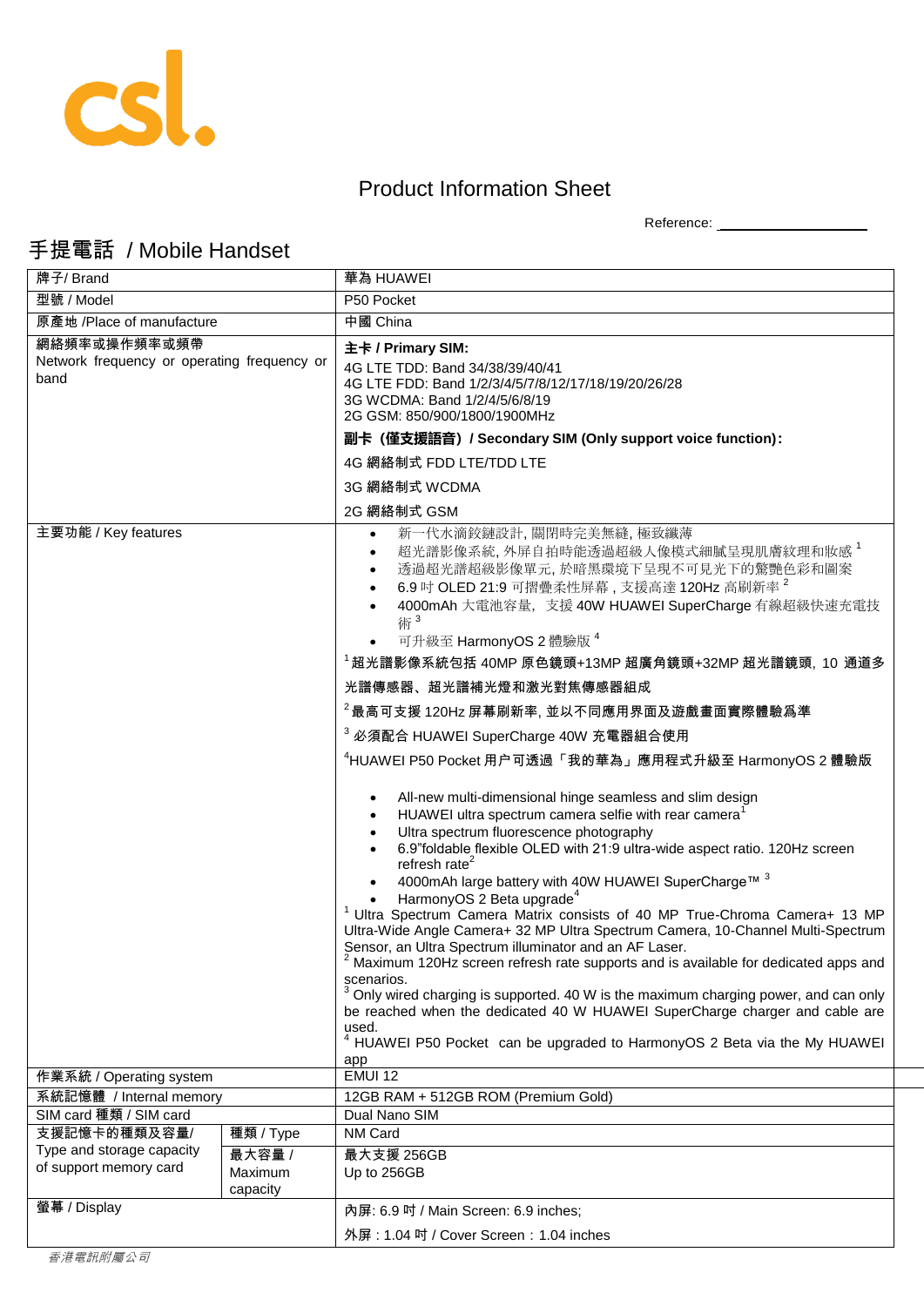csl.

## Product Information Sheet

Reference: ____________________

## 手提電話 / Mobile Handset

| 牌子/ Brand | | 華為 HUAWEI |
|---|---|---|
| 型號 / Model | | P50 Pocket |
| 原產地 /Place of manufacture | | 中國 China |
| 網絡頻率或操作頻率或頻帶<br>Network frequency or operating frequency or band | | **主卡 / Primary SIM:**<br>4G LTE TDD: Band 34/38/39/40/41<br>4G LTE FDD: Band 1/2/3/4/5/7/8/12/17/18/19/20/26/28<br>3G WCDMA: Band 1/2/4/5/6/8/19<br>2G GSM: 850/900/1800/1900MHz<br>**副卡（僅支援語音）/ Secondary SIM (Only support voice function):**<br>4G 網絡制式 FDD LTE/TDD LTE<br>3G 網絡制式 WCDMA<br>2G 網絡制式 GSM |
| 主要功能 / Key features | | • 新一代水滴鉸鏈設計, 關閉時完美無縫, 極致纖薄<br>• 超光譜影像系統, 外屏自拍時能透過超級人像模式細膩呈現肌膚紋理和妝感 [1]<br>• 透過超光譜超級影像單元, 於暗黑環境下呈現不可見光下的驚艷色彩和圖案<br>• 6.9 吋 OLED 21:9 可摺疊柔性屏幕 , 支援高達 120Hz 高刷新率 [2]<br>• 4000mAh 大電池容量, 支援 40W HUAWEI SuperCharge 有線超級快速充電技術 [3]<br>• 可升級至 HarmonyOS 2 體驗版 [4]<br>[1] 超光譜影像系統包括 40MP 原色鏡頭+13MP 超廣角鏡頭+32MP 超光譜鏡頭, 10 通道多光譜傳感器、超光譜補光燈和激光對焦傳感器組成<br>[2] 最高可支援 120Hz 屏幕刷新率, 並以不同應用界面及遊戲畫面實際體驗爲準<br>[3] 必須配合 HUAWEI SuperCharge 40W 充電器組合使用<br>[4] HUAWEI P50 Pocket 用户可透過「我的華為」應用程式升級至 HarmonyOS 2 體驗版<br><br>• All-new multi-dimensional hinge seamless and slim design<br>• HUAWEI ultra spectrum camera selfie with rear camera[1]<br>• Ultra spectrum fluorescence photography<br>• 6.9"foldable flexible OLED with 21:9 ultra-wide aspect ratio. 120Hz screen refresh rate[2]<br>• 4000mAh large battery with 40W HUAWEI SuperCharge™ [3]<br>• HarmonyOS 2 Beta upgrade[4]<br>[1] Ultra Spectrum Camera Matrix consists of 40 MP True-Chroma Camera+ 13 MP Ultra-Wide Angle Camera+ 32 MP Ultra Spectrum Camera, 10-Channel Multi-Spectrum Sensor, an Ultra Spectrum illuminator and an AF Laser.<br>[2] Maximum 120Hz screen refresh rate supports and is available for dedicated apps and scenarios.<br>[3] Only wired charging is supported. 40 W is the maximum charging power, and can only be reached when the dedicated 40 W HUAWEI SuperCharge charger and cable are used.<br>[4] HUAWEI P50 Pocket can be upgraded to HarmonyOS 2 Beta via the My HUAWEI app |
| 作業系統 / Operating system | | EMUI 12 |
| 系統記憶體 / Internal memory | | 12GB RAM + 512GB ROM (Premium Gold) |
| SIM card 種類 / SIM card | | Dual Nano SIM |
| 支援記憶卡的種類及容量/ Type and storage capacity of support memory card | 種類 / Type | NM Card |
| | 最大容量 / Maximum capacity | 最大支援 256GB<br>Up to 256GB |
| 螢幕 / Display | | 內屏: 6.9 吋 / Main Screen: 6.9 inches;<br>外屏 : 1.04 吋 / Cover Screen : 1.04 inches |

*香港電訊附屬公司*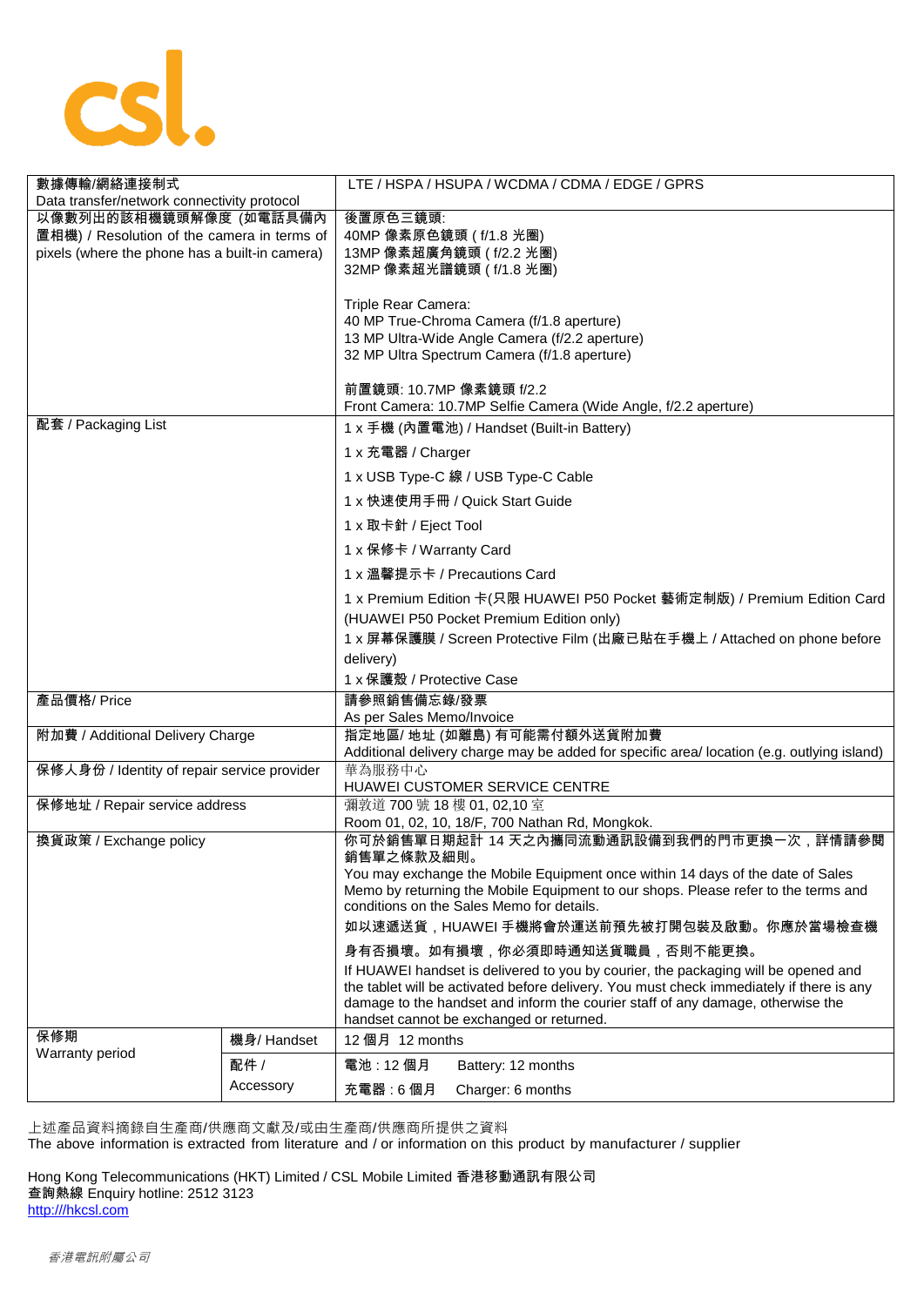csl.

| | | |
|---|---|---|
| 數據傳輸/網絡連接制式<br>Data transfer/network connectivity protocol | | LTE / HSPA / HSUPA / WCDMA / CDMA / EDGE / GPRS |
| 以像數列出的該相機鏡頭解像度 (如電話具備內置相機) / Resolution of the camera in terms of pixels (where the phone has a built-in camera) | | 後置原色三鏡頭:<br>40MP 像素原色鏡頭 ( f/1.8 光圈)<br>13MP 像素超廣角鏡頭 ( f/2.2 光圈)<br>32MP 像素超光譜鏡頭 ( f/1.8 光圈)<br><br>Triple Rear Camera:<br>40 MP True-Chroma Camera (f/1.8 aperture)<br>13 MP Ultra-Wide Angle Camera (f/2.2 aperture)<br>32 MP Ultra Spectrum Camera (f/1.8 aperture)<br><br>前置鏡頭: 10.7MP 像素鏡頭 f/2.2<br>Front Camera: 10.7MP Selfie Camera (Wide Angle, f/2.2 aperture) |
| 配套 / Packaging List | | 1 x 手機 (內置電池) / Handset (Built-in Battery)<br>1 x 充電器 / Charger<br>1 x USB Type-C 線 / USB Type-C Cable<br>1 x 快速使用手冊 / Quick Start Guide<br>1 x 取卡針 / Eject Tool<br>1 x 保修卡 / Warranty Card<br>1 x 溫馨提示卡 / Precautions Card<br>1 x Premium Edition 卡(只限 HUAWEI P50 Pocket 藝術定制版) / Premium Edition Card (HUAWEI P50 Pocket Premium Edition only)<br>1 x 屏幕保護膜 / Screen Protective Film (出廠已貼在手機上 / Attached on phone before delivery)<br>1 x 保護殼 / Protective Case |
| 產品價格/ Price | | 請參照銷售備忘錄/發票<br>As per Sales Memo/Invoice |
| 附加費 / Additional Delivery Charge | | 指定地區/ 地址 (如離島) 有可能需付額外送貨附加費<br>Additional delivery charge may be added for specific area/ location (e.g. outlying island) |
| 保修人身份 / Identity of repair service provider | | 華為服務中心<br>HUAWEI CUSTOMER SERVICE CENTRE |
| 保修地址 / Repair service address | | 彌敦道 700 號 18 樓 01, 02,10 室<br>Room 01, 02, 10, 18/F, 700 Nathan Rd, Mongkok. |
| 換貨政策 / Exchange policy | | 你可於銷售單日期起計 14 天之內攜同流動通訊設備到我們的門市更換一次，詳情請參閱銷售單之條款及細則。<br>You may exchange the Mobile Equipment once within 14 days of the date of Sales Memo by returning the Mobile Equipment to our shops. Please refer to the terms and conditions on the Sales Memo for details.<br>如以速遞送貨，HUAWEI 手機將會於運送前預先被打開包裝及啟動。你應於當場檢查機身有否損壞。如有損壞，你必須即時通知送貨職員，否則不能更換。<br>If HUAWEI handset is delivered to you by courier, the packaging will be opened and the tablet will be activated before delivery. You must check immediately if there is any damage to the handset and inform the courier staff of any damage, otherwise the handset cannot be exchanged or returned. |
| 保修期<br>Warranty period | 機身/ Handset | 12 個月 12 months |
| | 配件 / Accessory | 電池 : 12 個月 Battery: 12 months<br>充電器 : 6 個月 Charger: 6 months |

上述產品資料摘錄自生產商/供應商文獻及/或由生產商/供應商所提供之資料
The above information is extracted from literature and / or information on this product by manufacturer / supplier

Hong Kong Telecommunications (HKT) Limited / CSL Mobile Limited 香港移動通訊有限公司
查詢熱線 Enquiry hotline: 2512 3123
http:///hkcsl.com

*香港電訊附屬公司*